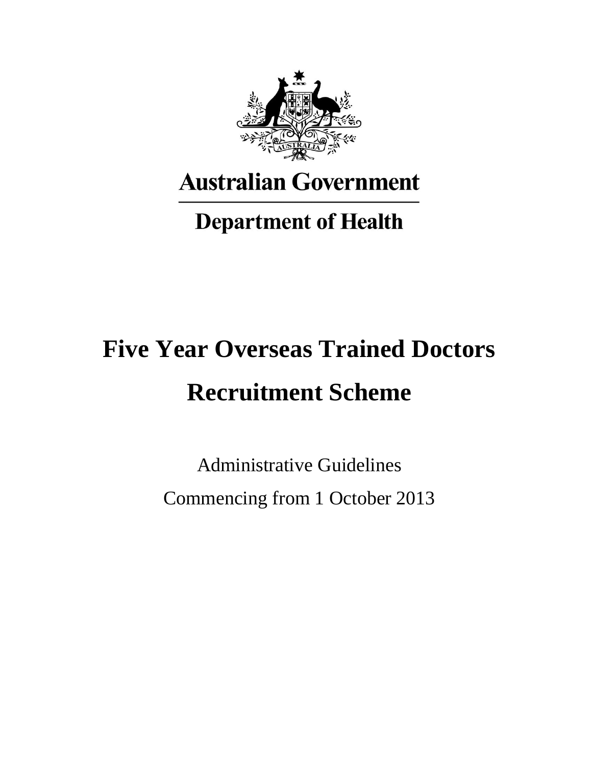Australian Government

Department of Health

# Five Year Overseas Trained Doctors Recruitment Scheme

Administrative Guidelines

Commencing from 1 October 2013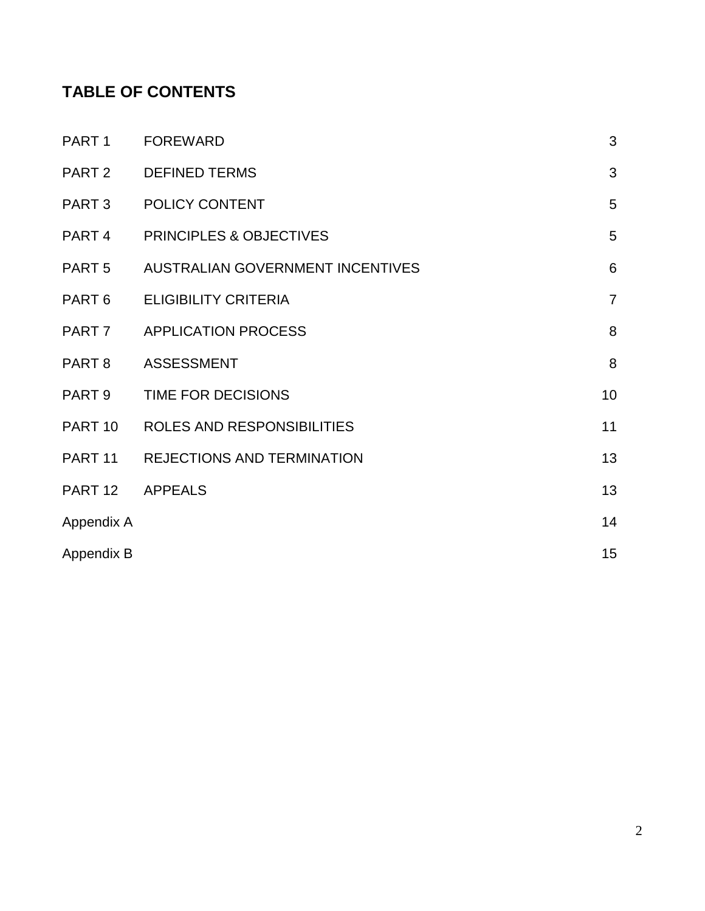## TABLE OF CONTENTS

| | | |
|---|---|---|
| PART 1 | FOREWARD | 3 |
| PART 2 | DEFINED TERMS | 3 |
| PART 3 | POLICY CONTENT | 5 |
| PART 4 | PRINCIPLES & OBJECTIVES | 5 |
| PART 5 | AUSTRALIAN GOVERNMENT INCENTIVES | 6 |
| PART 6 | ELIGIBILITY CRITERIA | 7 |
| PART 7 | APPLICATION PROCESS | 8 |
| PART 8 | ASSESSMENT | 8 |
| PART 9 | TIME FOR DECISIONS | 10 |
| PART 10 | ROLES AND RESPONSIBILITIES | 11 |
| PART 11 | REJECTIONS AND TERMINATION | 13 |
| PART 12 | APPEALS | 13 |
| Appendix A | | 14 |
| Appendix B | | 15 |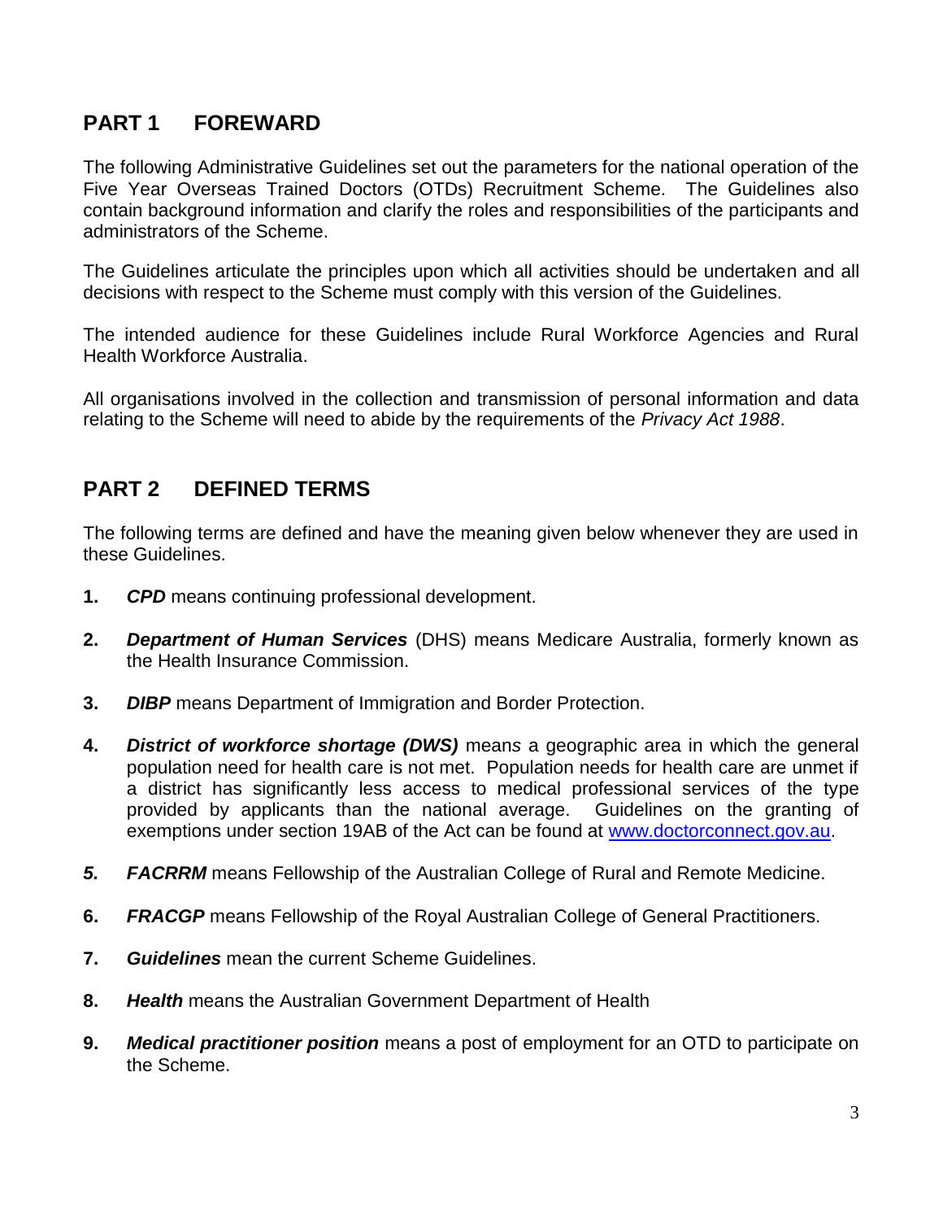## PART 1 FOREWARD

The following Administrative Guidelines set out the parameters for the national operation of the Five Year Overseas Trained Doctors (OTDs) Recruitment Scheme. The Guidelines also contain background information and clarify the roles and responsibilities of the participants and administrators of the Scheme.

The Guidelines articulate the principles upon which all activities should be undertaken and all decisions with respect to the Scheme must comply with this version of the Guidelines.

The intended audience for these Guidelines include Rural Workforce Agencies and Rural Health Workforce Australia.

All organisations involved in the collection and transmission of personal information and data relating to the Scheme will need to abide by the requirements of the *Privacy Act 1988*.

## PART 2 DEFINED TERMS

The following terms are defined and have the meaning given below whenever they are used in these Guidelines.

1. ***CPD*** means continuing professional development.

2. ***Department of Human Services*** (DHS) means Medicare Australia, formerly known as the Health Insurance Commission.

3. ***DIBP*** means Department of Immigration and Border Protection.

4. ***District of workforce shortage (DWS)*** means a geographic area in which the general population need for health care is not met. Population needs for health care are unmet if a district has significantly less access to medical professional services of the type provided by applicants than the national average. Guidelines on the granting of exemptions under section 19AB of the Act can be found at [www.doctorconnect.gov.au](http://www.doctorconnect.gov.au).

5. ***FACRRM*** means Fellowship of the Australian College of Rural and Remote Medicine.

6. ***FRACGP*** means Fellowship of the Royal Australian College of General Practitioners.

7. ***Guidelines*** mean the current Scheme Guidelines.

8. ***Health*** means the Australian Government Department of Health

9. ***Medical practitioner position*** means a post of employment for an OTD to participate on the Scheme.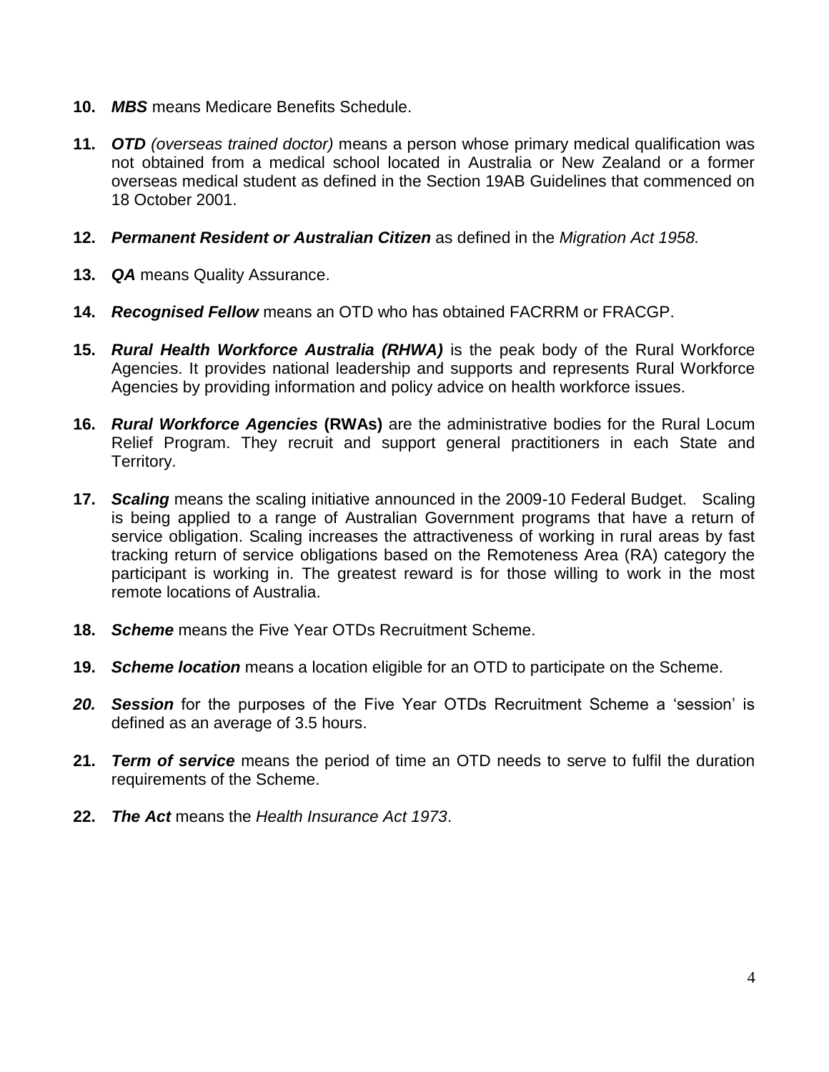**10.** ***MBS*** means Medicare Benefits Schedule.

**11.** ***OTD*** *(overseas trained doctor)* means a person whose primary medical qualification was not obtained from a medical school located in Australia or New Zealand or a former overseas medical student as defined in the Section 19AB Guidelines that commenced on 18 October 2001.

**12.** ***Permanent Resident or Australian Citizen*** as defined in the *Migration Act 1958.*

**13.** ***QA*** means Quality Assurance.

**14.** ***Recognised Fellow*** means an OTD who has obtained FACRRM or FRACGP.

**15.** ***Rural Health Workforce Australia (RHWA)*** is the peak body of the Rural Workforce Agencies. It provides national leadership and supports and represents Rural Workforce Agencies by providing information and policy advice on health workforce issues.

**16.** ***Rural Workforce Agencies*** **(RWAs)** are the administrative bodies for the Rural Locum Relief Program. They recruit and support general practitioners in each State and Territory.

**17.** ***Scaling*** means the scaling initiative announced in the 2009-10 Federal Budget. Scaling is being applied to a range of Australian Government programs that have a return of service obligation. Scaling increases the attractiveness of working in rural areas by fast tracking return of service obligations based on the Remoteness Area (RA) category the participant is working in. The greatest reward is for those willing to work in the most remote locations of Australia.

**18.** ***Scheme*** means the Five Year OTDs Recruitment Scheme.

**19.** ***Scheme location*** means a location eligible for an OTD to participate on the Scheme.

***20.*** ***Session*** for the purposes of the Five Year OTDs Recruitment Scheme a 'session' is defined as an average of 3.5 hours.

**21.** ***Term of service*** means the period of time an OTD needs to serve to fulfil the duration requirements of the Scheme.

**22.** ***The Act*** means the *Health Insurance Act 1973*.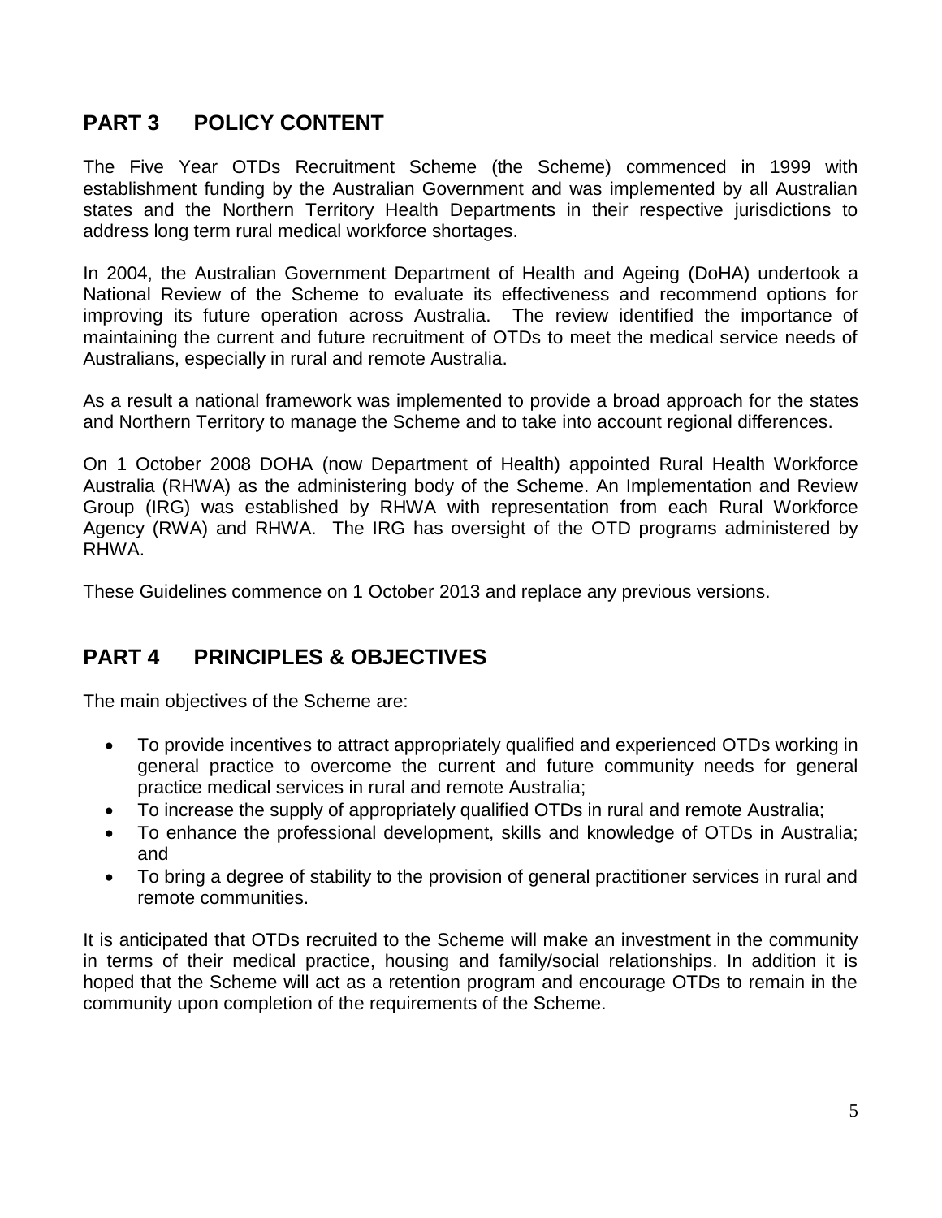## PART 3 POLICY CONTENT

The Five Year OTDs Recruitment Scheme (the Scheme) commenced in 1999 with establishment funding by the Australian Government and was implemented by all Australian states and the Northern Territory Health Departments in their respective jurisdictions to address long term rural medical workforce shortages.

In 2004, the Australian Government Department of Health and Ageing (DoHA) undertook a National Review of the Scheme to evaluate its effectiveness and recommend options for improving its future operation across Australia. The review identified the importance of maintaining the current and future recruitment of OTDs to meet the medical service needs of Australians, especially in rural and remote Australia.

As a result a national framework was implemented to provide a broad approach for the states and Northern Territory to manage the Scheme and to take into account regional differences.

On 1 October 2008 DOHA (now Department of Health) appointed Rural Health Workforce Australia (RHWA) as the administering body of the Scheme. An Implementation and Review Group (IRG) was established by RHWA with representation from each Rural Workforce Agency (RWA) and RHWA. The IRG has oversight of the OTD programs administered by RHWA.

These Guidelines commence on 1 October 2013 and replace any previous versions.

## PART 4 PRINCIPLES & OBJECTIVES

The main objectives of the Scheme are:

- To provide incentives to attract appropriately qualified and experienced OTDs working in general practice to overcome the current and future community needs for general practice medical services in rural and remote Australia;
- To increase the supply of appropriately qualified OTDs in rural and remote Australia;
- To enhance the professional development, skills and knowledge of OTDs in Australia; and
- To bring a degree of stability to the provision of general practitioner services in rural and remote communities.

It is anticipated that OTDs recruited to the Scheme will make an investment in the community in terms of their medical practice, housing and family/social relationships. In addition it is hoped that the Scheme will act as a retention program and encourage OTDs to remain in the community upon completion of the requirements of the Scheme.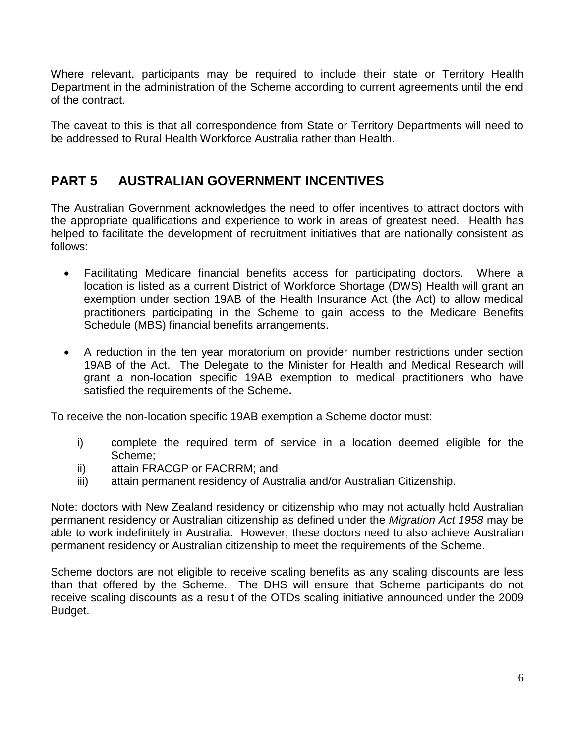Where relevant, participants may be required to include their state or Territory Health Department in the administration of the Scheme according to current agreements until the end of the contract.

The caveat to this is that all correspondence from State or Territory Departments will need to be addressed to Rural Health Workforce Australia rather than Health.

## PART 5 AUSTRALIAN GOVERNMENT INCENTIVES

The Australian Government acknowledges the need to offer incentives to attract doctors with the appropriate qualifications and experience to work in areas of greatest need. Health has helped to facilitate the development of recruitment initiatives that are nationally consistent as follows:

- Facilitating Medicare financial benefits access for participating doctors. Where a location is listed as a current District of Workforce Shortage (DWS) Health will grant an exemption under section 19AB of the Health Insurance Act (the Act) to allow medical practitioners participating in the Scheme to gain access to the Medicare Benefits Schedule (MBS) financial benefits arrangements.

- A reduction in the ten year moratorium on provider number restrictions under section 19AB of the Act. The Delegate to the Minister for Health and Medical Research will grant a non-location specific 19AB exemption to medical practitioners who have satisfied the requirements of the Scheme**.**

To receive the non-location specific 19AB exemption a Scheme doctor must:

i) complete the required term of service in a location deemed eligible for the Scheme;
ii) attain FRACGP or FACRRM; and
iii) attain permanent residency of Australia and/or Australian Citizenship.

Note: doctors with New Zealand residency or citizenship who may not actually hold Australian permanent residency or Australian citizenship as defined under the *Migration Act 1958* may be able to work indefinitely in Australia. However, these doctors need to also achieve Australian permanent residency or Australian citizenship to meet the requirements of the Scheme.

Scheme doctors are not eligible to receive scaling benefits as any scaling discounts are less than that offered by the Scheme. The DHS will ensure that Scheme participants do not receive scaling discounts as a result of the OTDs scaling initiative announced under the 2009 Budget.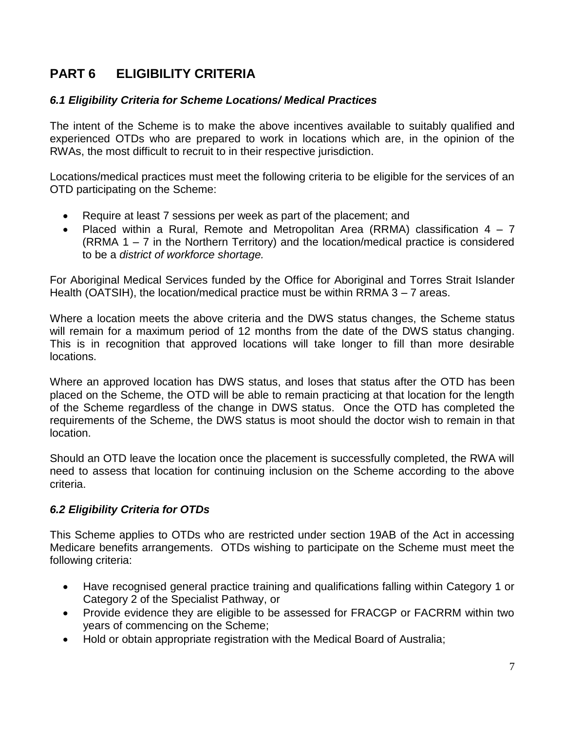# PART 6 ELIGIBILITY CRITERIA

### *6.1 Eligibility Criteria for Scheme Locations/ Medical Practices*

The intent of the Scheme is to make the above incentives available to suitably qualified and experienced OTDs who are prepared to work in locations which are, in the opinion of the RWAs, the most difficult to recruit to in their respective jurisdiction.

Locations/medical practices must meet the following criteria to be eligible for the services of an OTD participating on the Scheme:

- Require at least 7 sessions per week as part of the placement; and
- Placed within a Rural, Remote and Metropolitan Area (RRMA) classification 4 – 7 (RRMA 1 – 7 in the Northern Territory) and the location/medical practice is considered to be a *district of workforce shortage.*

For Aboriginal Medical Services funded by the Office for Aboriginal and Torres Strait Islander Health (OATSIH), the location/medical practice must be within RRMA 3 – 7 areas.

Where a location meets the above criteria and the DWS status changes, the Scheme status will remain for a maximum period of 12 months from the date of the DWS status changing. This is in recognition that approved locations will take longer to fill than more desirable locations.

Where an approved location has DWS status, and loses that status after the OTD has been placed on the Scheme, the OTD will be able to remain practicing at that location for the length of the Scheme regardless of the change in DWS status. Once the OTD has completed the requirements of the Scheme, the DWS status is moot should the doctor wish to remain in that location.

Should an OTD leave the location once the placement is successfully completed, the RWA will need to assess that location for continuing inclusion on the Scheme according to the above criteria.

### *6.2 Eligibility Criteria for OTDs*

This Scheme applies to OTDs who are restricted under section 19AB of the Act in accessing Medicare benefits arrangements. OTDs wishing to participate on the Scheme must meet the following criteria:

- Have recognised general practice training and qualifications falling within Category 1 or Category 2 of the Specialist Pathway, or
- Provide evidence they are eligible to be assessed for FRACGP or FACRRM within two years of commencing on the Scheme;
- Hold or obtain appropriate registration with the Medical Board of Australia;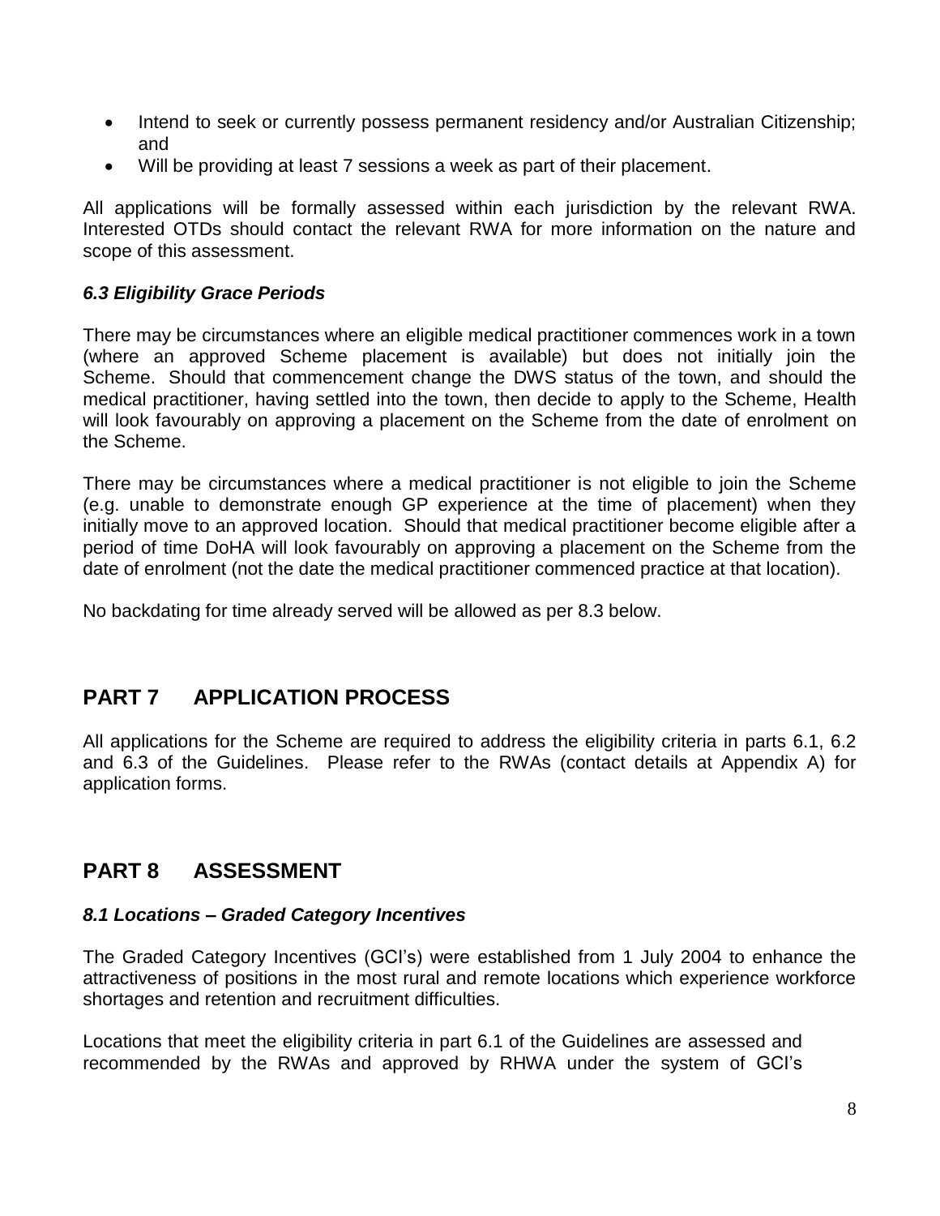- Intend to seek or currently possess permanent residency and/or Australian Citizenship; and
- Will be providing at least 7 sessions a week as part of their placement.

All applications will be formally assessed within each jurisdiction by the relevant RWA. Interested OTDs should contact the relevant RWA for more information on the nature and scope of this assessment.

### *6.3 Eligibility Grace Periods*

There may be circumstances where an eligible medical practitioner commences work in a town (where an approved Scheme placement is available) but does not initially join the Scheme. Should that commencement change the DWS status of the town, and should the medical practitioner, having settled into the town, then decide to apply to the Scheme, Health will look favourably on approving a placement on the Scheme from the date of enrolment on the Scheme.

There may be circumstances where a medical practitioner is not eligible to join the Scheme (e.g. unable to demonstrate enough GP experience at the time of placement) when they initially move to an approved location. Should that medical practitioner become eligible after a period of time DoHA will look favourably on approving a placement on the Scheme from the date of enrolment (not the date the medical practitioner commenced practice at that location).

No backdating for time already served will be allowed as per 8.3 below.

## PART 7 APPLICATION PROCESS

All applications for the Scheme are required to address the eligibility criteria in parts 6.1, 6.2 and 6.3 of the Guidelines. Please refer to the RWAs (contact details at Appendix A) for application forms.

## PART 8 ASSESSMENT

### *8.1 Locations – Graded Category Incentives*

The Graded Category Incentives (GCI's) were established from 1 July 2004 to enhance the attractiveness of positions in the most rural and remote locations which experience workforce shortages and retention and recruitment difficulties.

Locations that meet the eligibility criteria in part 6.1 of the Guidelines are assessed and recommended by the RWAs and approved by RHWA under the system of GCI's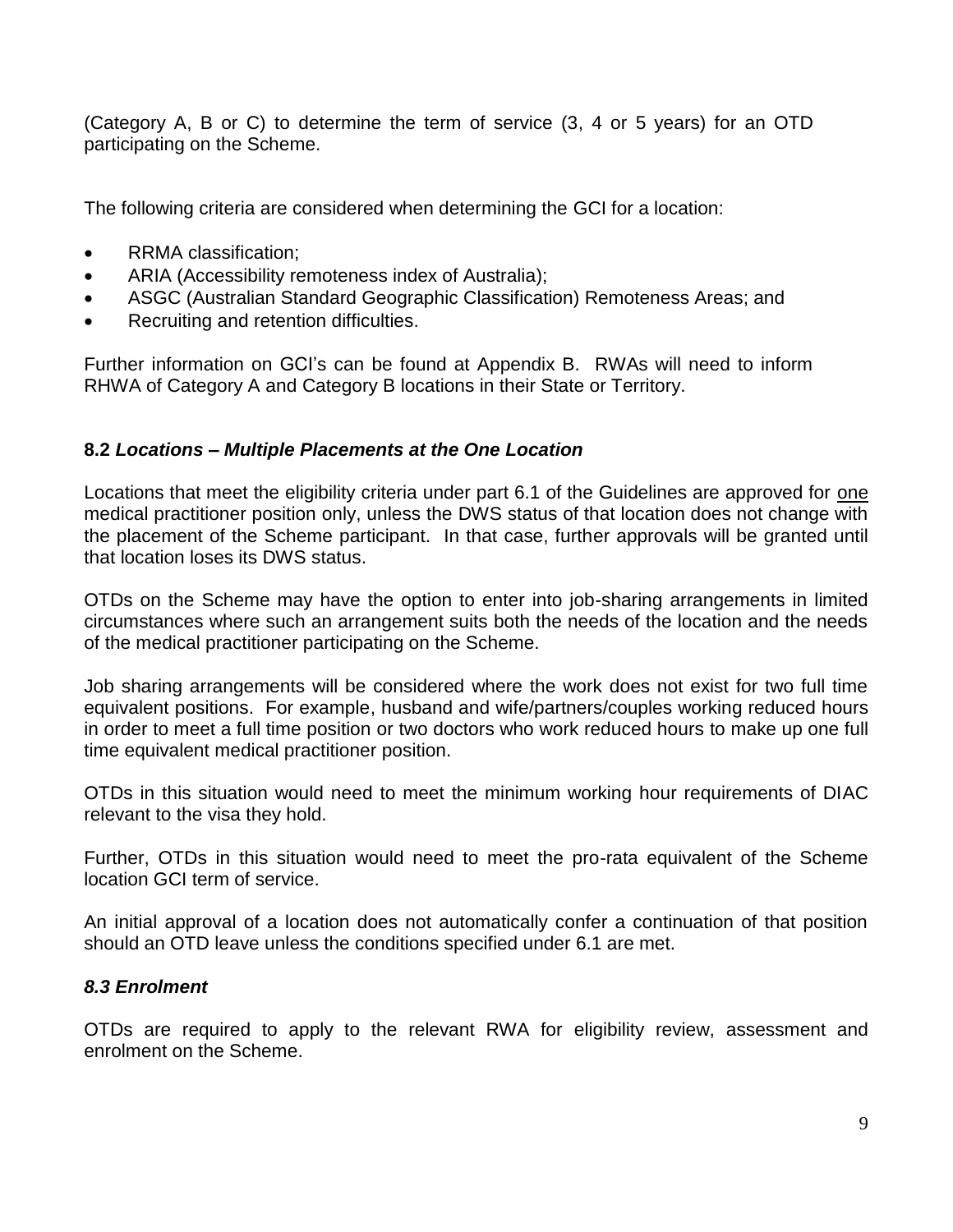(Category A, B or C) to determine the term of service (3, 4 or 5 years) for an OTD participating on the Scheme.

The following criteria are considered when determining the GCI for a location:

- RRMA classification;
- ARIA (Accessibility remoteness index of Australia);
- ASGC (Australian Standard Geographic Classification) Remoteness Areas; and
- Recruiting and retention difficulties.

Further information on GCI's can be found at Appendix B. RWAs will need to inform RHWA of Category A and Category B locations in their State or Territory.

### 8.2 *Locations – Multiple Placements at the One Location*

Locations that meet the eligibility criteria under part 6.1 of the Guidelines are approved for one medical practitioner position only, unless the DWS status of that location does not change with the placement of the Scheme participant. In that case, further approvals will be granted until that location loses its DWS status.

OTDs on the Scheme may have the option to enter into job-sharing arrangements in limited circumstances where such an arrangement suits both the needs of the location and the needs of the medical practitioner participating on the Scheme.

Job sharing arrangements will be considered where the work does not exist for two full time equivalent positions. For example, husband and wife/partners/couples working reduced hours in order to meet a full time position or two doctors who work reduced hours to make up one full time equivalent medical practitioner position.

OTDs in this situation would need to meet the minimum working hour requirements of DIAC relevant to the visa they hold.

Further, OTDs in this situation would need to meet the pro-rata equivalent of the Scheme location GCI term of service.

An initial approval of a location does not automatically confer a continuation of that position should an OTD leave unless the conditions specified under 6.1 are met.

### *8.3 Enrolment*

OTDs are required to apply to the relevant RWA for eligibility review, assessment and enrolment on the Scheme.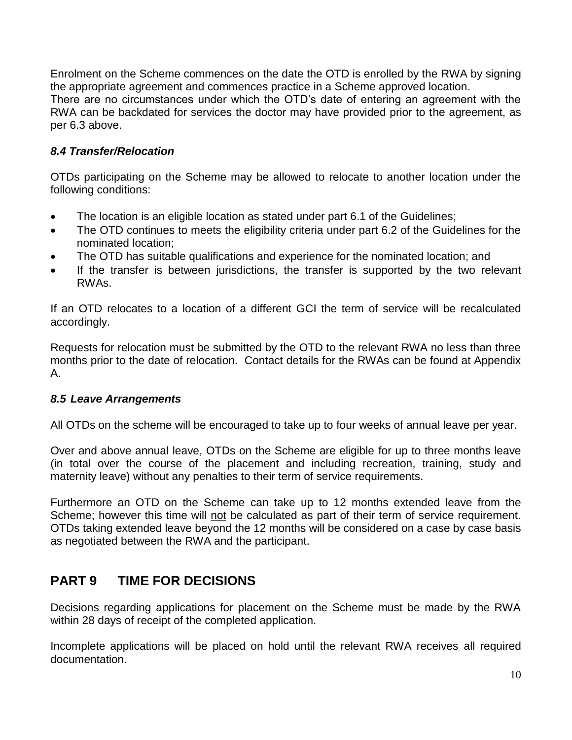Enrolment on the Scheme commences on the date the OTD is enrolled by the RWA by signing the appropriate agreement and commences practice in a Scheme approved location.
There are no circumstances under which the OTD's date of entering an agreement with the RWA can be backdated for services the doctor may have provided prior to the agreement, as per 6.3 above.

### *8.4 Transfer/Relocation*

OTDs participating on the Scheme may be allowed to relocate to another location under the following conditions:

- The location is an eligible location as stated under part 6.1 of the Guidelines;
- The OTD continues to meets the eligibility criteria under part 6.2 of the Guidelines for the nominated location;
- The OTD has suitable qualifications and experience for the nominated location; and
- If the transfer is between jurisdictions, the transfer is supported by the two relevant RWAs.

If an OTD relocates to a location of a different GCI the term of service will be recalculated accordingly.

Requests for relocation must be submitted by the OTD to the relevant RWA no less than three months prior to the date of relocation. Contact details for the RWAs can be found at Appendix A.

### *8.5 Leave Arrangements*

All OTDs on the scheme will be encouraged to take up to four weeks of annual leave per year.

Over and above annual leave, OTDs on the Scheme are eligible for up to three months leave (in total over the course of the placement and including recreation, training, study and maternity leave) without any penalties to their term of service requirements.

Furthermore an OTD on the Scheme can take up to 12 months extended leave from the Scheme; however this time will <u>not</u> be calculated as part of their term of service requirement. OTDs taking extended leave beyond the 12 months will be considered on a case by case basis as negotiated between the RWA and the participant.

## PART 9 TIME FOR DECISIONS

Decisions regarding applications for placement on the Scheme must be made by the RWA within 28 days of receipt of the completed application.

Incomplete applications will be placed on hold until the relevant RWA receives all required documentation.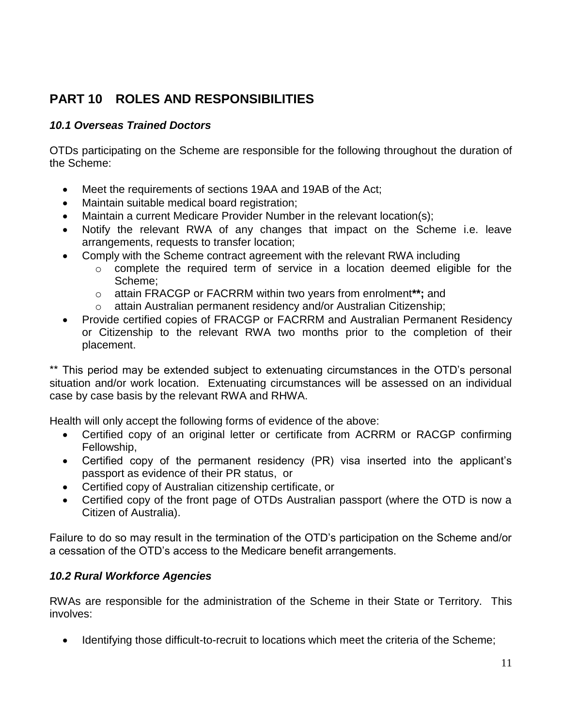## PART 10 ROLES AND RESPONSIBILITIES

### *10.1 Overseas Trained Doctors*

OTDs participating on the Scheme are responsible for the following throughout the duration of the Scheme:

- Meet the requirements of sections 19AA and 19AB of the Act;
- Maintain suitable medical board registration;
- Maintain a current Medicare Provider Number in the relevant location(s);
- Notify the relevant RWA of any changes that impact on the Scheme i.e. leave arrangements, requests to transfer location;
- Comply with the Scheme contract agreement with the relevant RWA including
  - complete the required term of service in a location deemed eligible for the Scheme;
  - attain FRACGP or FACRRM within two years from enrolment**\*\*;** and
  - attain Australian permanent residency and/or Australian Citizenship;
- Provide certified copies of FRACGP or FACRRM and Australian Permanent Residency or Citizenship to the relevant RWA two months prior to the completion of their placement.

** This period may be extended subject to extenuating circumstances in the OTD's personal situation and/or work location. Extenuating circumstances will be assessed on an individual case by case basis by the relevant RWA and RHWA.

Health will only accept the following forms of evidence of the above:

- Certified copy of an original letter or certificate from ACRRM or RACGP confirming Fellowship,
- Certified copy of the permanent residency (PR) visa inserted into the applicant's passport as evidence of their PR status, or
- Certified copy of Australian citizenship certificate, or
- Certified copy of the front page of OTDs Australian passport (where the OTD is now a Citizen of Australia).

Failure to do so may result in the termination of the OTD's participation on the Scheme and/or a cessation of the OTD's access to the Medicare benefit arrangements.

### *10.2 Rural Workforce Agencies*

RWAs are responsible for the administration of the Scheme in their State or Territory. This involves:

- Identifying those difficult-to-recruit to locations which meet the criteria of the Scheme;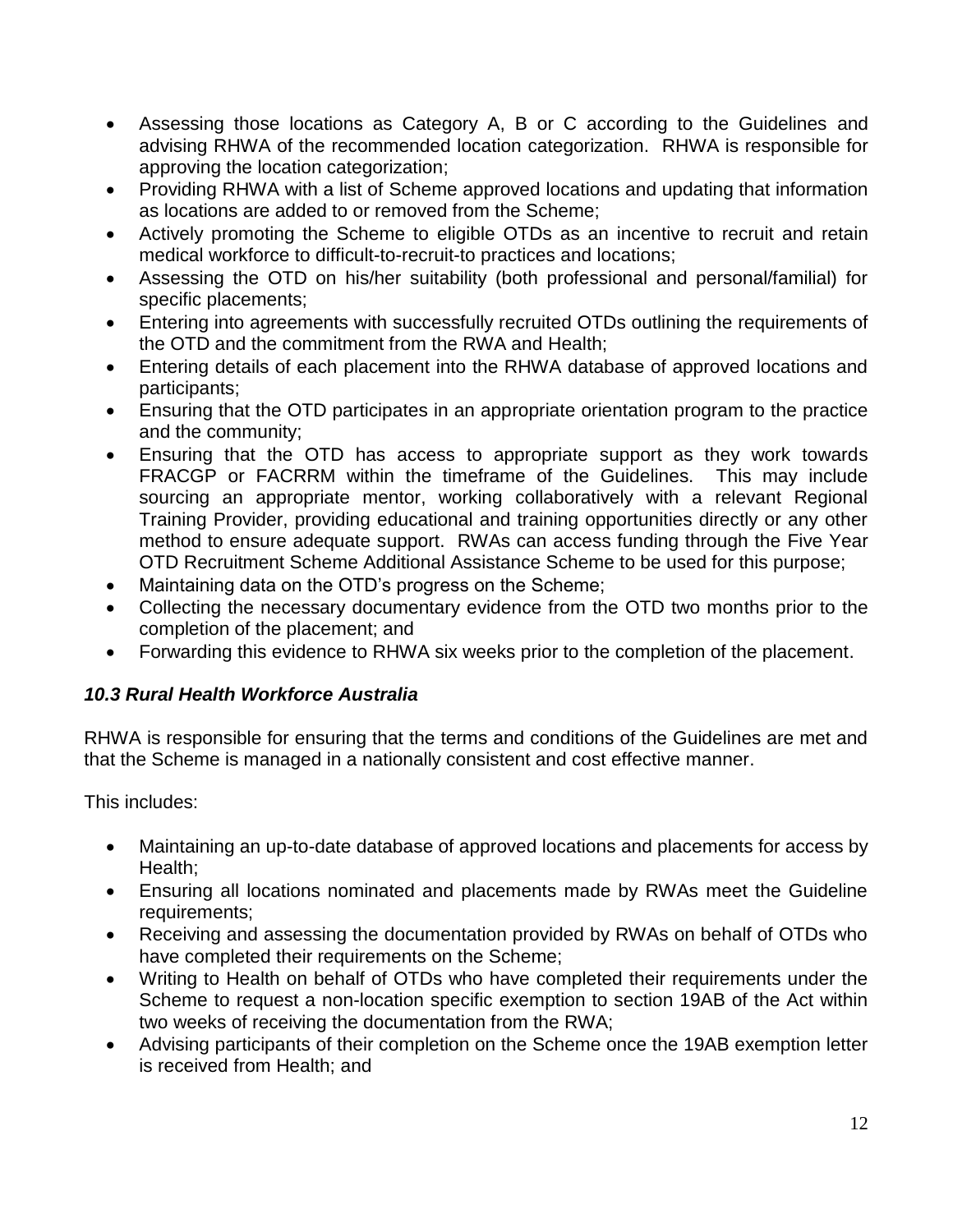- Assessing those locations as Category A, B or C according to the Guidelines and advising RHWA of the recommended location categorization. RHWA is responsible for approving the location categorization;
- Providing RHWA with a list of Scheme approved locations and updating that information as locations are added to or removed from the Scheme;
- Actively promoting the Scheme to eligible OTDs as an incentive to recruit and retain medical workforce to difficult-to-recruit-to practices and locations;
- Assessing the OTD on his/her suitability (both professional and personal/familial) for specific placements;
- Entering into agreements with successfully recruited OTDs outlining the requirements of the OTD and the commitment from the RWA and Health;
- Entering details of each placement into the RHWA database of approved locations and participants;
- Ensuring that the OTD participates in an appropriate orientation program to the practice and the community;
- Ensuring that the OTD has access to appropriate support as they work towards FRACGP or FACRRM within the timeframe of the Guidelines. This may include sourcing an appropriate mentor, working collaboratively with a relevant Regional Training Provider, providing educational and training opportunities directly or any other method to ensure adequate support. RWAs can access funding through the Five Year OTD Recruitment Scheme Additional Assistance Scheme to be used for this purpose;
- Maintaining data on the OTD's progress on the Scheme;
- Collecting the necessary documentary evidence from the OTD two months prior to the completion of the placement; and
- Forwarding this evidence to RHWA six weeks prior to the completion of the placement.

### *10.3 Rural Health Workforce Australia*

RHWA is responsible for ensuring that the terms and conditions of the Guidelines are met and that the Scheme is managed in a nationally consistent and cost effective manner.

This includes:

- Maintaining an up-to-date database of approved locations and placements for access by Health;
- Ensuring all locations nominated and placements made by RWAs meet the Guideline requirements;
- Receiving and assessing the documentation provided by RWAs on behalf of OTDs who have completed their requirements on the Scheme;
- Writing to Health on behalf of OTDs who have completed their requirements under the Scheme to request a non-location specific exemption to section 19AB of the Act within two weeks of receiving the documentation from the RWA;
- Advising participants of their completion on the Scheme once the 19AB exemption letter is received from Health; and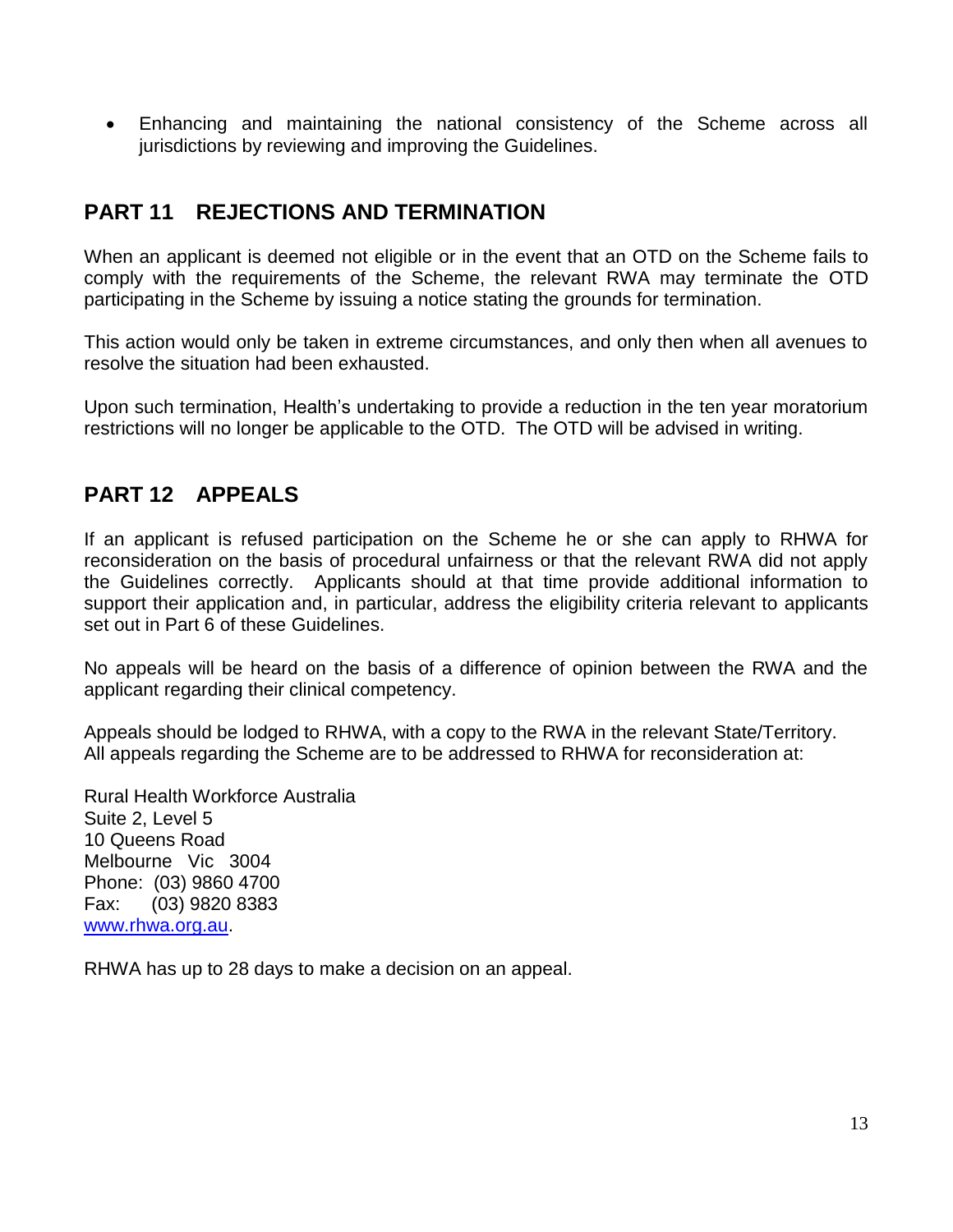- Enhancing and maintaining the national consistency of the Scheme across all jurisdictions by reviewing and improving the Guidelines.

## PART 11 REJECTIONS AND TERMINATION

When an applicant is deemed not eligible or in the event that an OTD on the Scheme fails to comply with the requirements of the Scheme, the relevant RWA may terminate the OTD participating in the Scheme by issuing a notice stating the grounds for termination.

This action would only be taken in extreme circumstances, and only then when all avenues to resolve the situation had been exhausted.

Upon such termination, Health's undertaking to provide a reduction in the ten year moratorium restrictions will no longer be applicable to the OTD. The OTD will be advised in writing.

## PART 12 APPEALS

If an applicant is refused participation on the Scheme he or she can apply to RHWA for reconsideration on the basis of procedural unfairness or that the relevant RWA did not apply the Guidelines correctly. Applicants should at that time provide additional information to support their application and, in particular, address the eligibility criteria relevant to applicants set out in Part 6 of these Guidelines.

No appeals will be heard on the basis of a difference of opinion between the RWA and the applicant regarding their clinical competency.

Appeals should be lodged to RHWA, with a copy to the RWA in the relevant State/Territory.
All appeals regarding the Scheme are to be addressed to RHWA for reconsideration at:

Rural Health Workforce Australia
Suite 2, Level 5
10 Queens Road
Melbourne Vic 3004
Phone: (03) 9860 4700
Fax: (03) 9820 8383
[www.rhwa.org.au](http://www.rhwa.org.au).

RHWA has up to 28 days to make a decision on an appeal.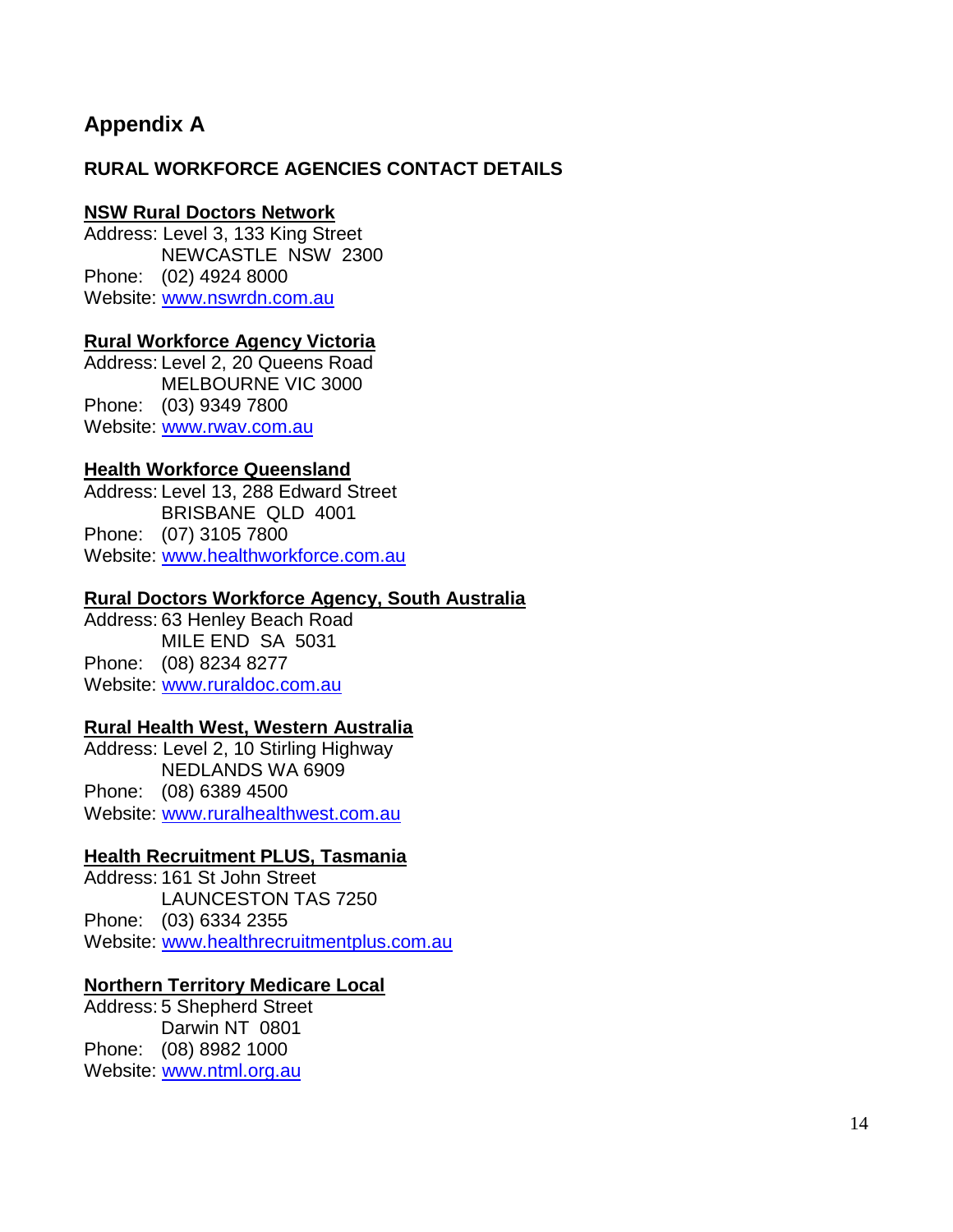# Appendix A

## RURAL WORKFORCE AGENCIES CONTACT DETAILS

**NSW Rural Doctors Network**
Address: Level 3, 133 King Street
NEWCASTLE NSW 2300
Phone: (02) 4924 8000
Website: www.nswrdn.com.au

**Rural Workforce Agency Victoria**
Address: Level 2, 20 Queens Road
MELBOURNE VIC 3000
Phone: (03) 9349 7800
Website: www.rwav.com.au

**Health Workforce Queensland**
Address: Level 13, 288 Edward Street
BRISBANE QLD 4001
Phone: (07) 3105 7800
Website: www.healthworkforce.com.au

**Rural Doctors Workforce Agency, South Australia**
Address: 63 Henley Beach Road
MILE END SA 5031
Phone: (08) 8234 8277
Website: www.ruraldoc.com.au

**Rural Health West, Western Australia**
Address: Level 2, 10 Stirling Highway
NEDLANDS WA 6909
Phone: (08) 6389 4500
Website: www.ruralhealthwest.com.au

**Health Recruitment PLUS, Tasmania**
Address: 161 St John Street
LAUNCESTON TAS 7250
Phone: (03) 6334 2355
Website: www.healthrecruitmentplus.com.au

**Northern Territory Medicare Local**
Address: 5 Shepherd Street
Darwin NT 0801
Phone: (08) 8982 1000
Website: www.ntml.org.au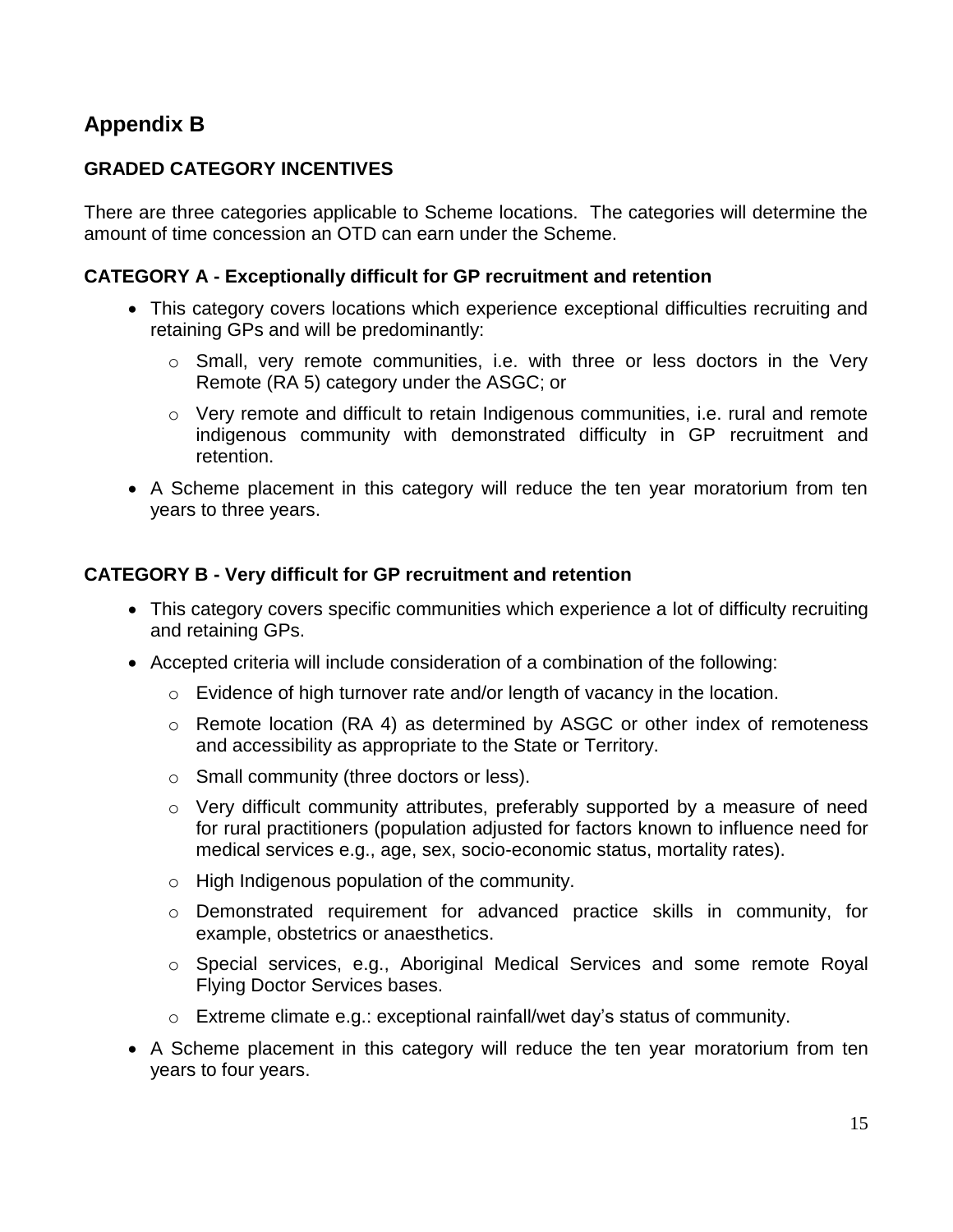## Appendix B

### GRADED CATEGORY INCENTIVES

There are three categories applicable to Scheme locations. The categories will determine the amount of time concession an OTD can earn under the Scheme.

#### CATEGORY A - Exceptionally difficult for GP recruitment and retention

- This category covers locations which experience exceptional difficulties recruiting and retaining GPs and will be predominantly:
  - Small, very remote communities, i.e. with three or less doctors in the Very Remote (RA 5) category under the ASGC; or
  - Very remote and difficult to retain Indigenous communities, i.e. rural and remote indigenous community with demonstrated difficulty in GP recruitment and retention.
- A Scheme placement in this category will reduce the ten year moratorium from ten years to three years.

#### CATEGORY B - Very difficult for GP recruitment and retention

- This category covers specific communities which experience a lot of difficulty recruiting and retaining GPs.
- Accepted criteria will include consideration of a combination of the following:
  - Evidence of high turnover rate and/or length of vacancy in the location.
  - Remote location (RA 4) as determined by ASGC or other index of remoteness and accessibility as appropriate to the State or Territory.
  - Small community (three doctors or less).
  - Very difficult community attributes, preferably supported by a measure of need for rural practitioners (population adjusted for factors known to influence need for medical services e.g., age, sex, socio-economic status, mortality rates).
  - High Indigenous population of the community.
  - Demonstrated requirement for advanced practice skills in community, for example, obstetrics or anaesthetics.
  - Special services, e.g., Aboriginal Medical Services and some remote Royal Flying Doctor Services bases.
  - Extreme climate e.g.: exceptional rainfall/wet day's status of community.
- A Scheme placement in this category will reduce the ten year moratorium from ten years to four years.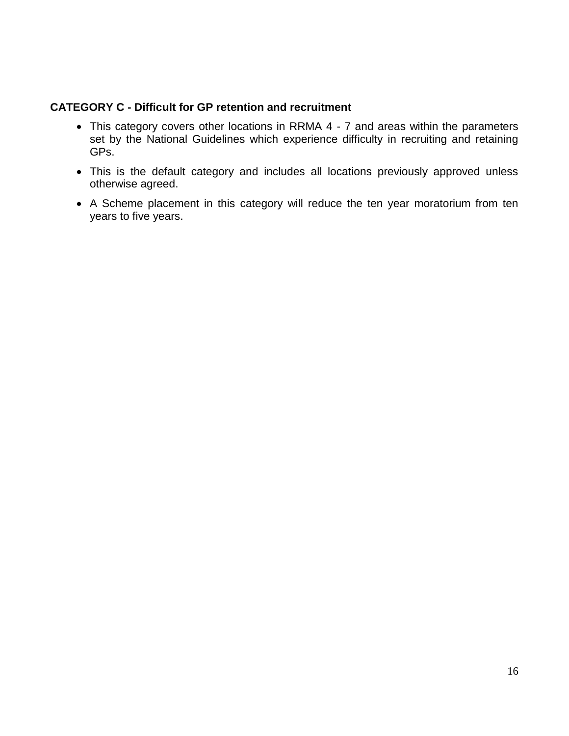**CATEGORY C - Difficult for GP retention and recruitment**

- This category covers other locations in RRMA 4 - 7 and areas within the parameters set by the National Guidelines which experience difficulty in recruiting and retaining GPs.
- This is the default category and includes all locations previously approved unless otherwise agreed.
- A Scheme placement in this category will reduce the ten year moratorium from ten years to five years.